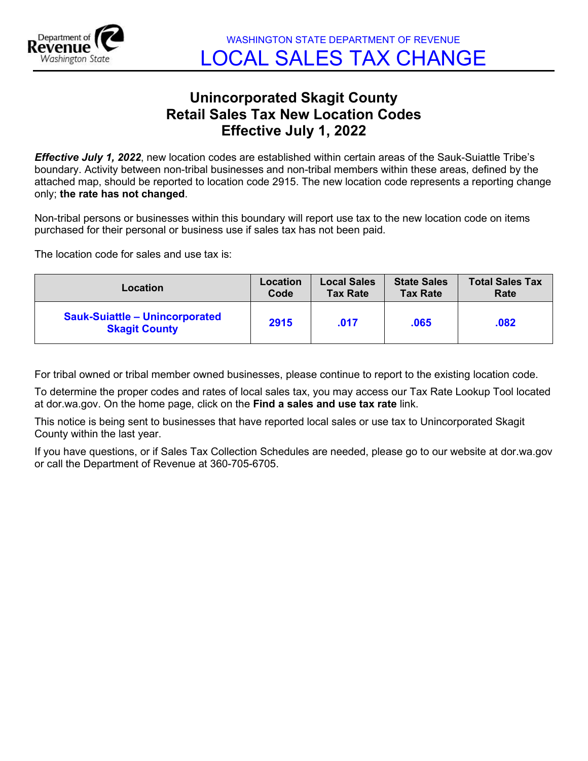WASHINGTON STATE DEPARTMENT OF REVENUE

# LOCAL SALES TAX CHANGE

## Unincorporated Skagit County
## Retail Sales Tax New Location Codes
## Effective July 1, 2022

***Effective July 1, 2022***, new location codes are established within certain areas of the Sauk-Suiattle Tribe's boundary. Activity between non-tribal businesses and non-tribal members within these areas, defined by the attached map, should be reported to location code 2915. The new location code represents a reporting change only; **the rate has not changed**.

Non-tribal persons or businesses within this boundary will report use tax to the new location code on items purchased for their personal or business use if sales tax has not been paid.

The location code for sales and use tax is:

| Location | Location Code | Local Sales Tax Rate | State Sales Tax Rate | Total Sales Tax Rate |
|---|---|---|---|---|
| **Sauk-Suiattle – Unincorporated Skagit County** | **2915** | **.017** | **.065** | **.082** |

For tribal owned or tribal member owned businesses, please continue to report to the existing location code.

To determine the proper codes and rates of local sales tax, you may access our Tax Rate Lookup Tool located at dor.wa.gov. On the home page, click on the **Find a sales and use tax rate** link.

This notice is being sent to businesses that have reported local sales or use tax to Unincorporated Skagit County within the last year.

If you have questions, or if Sales Tax Collection Schedules are needed, please go to our website at dor.wa.gov or call the Department of Revenue at 360-705-6705.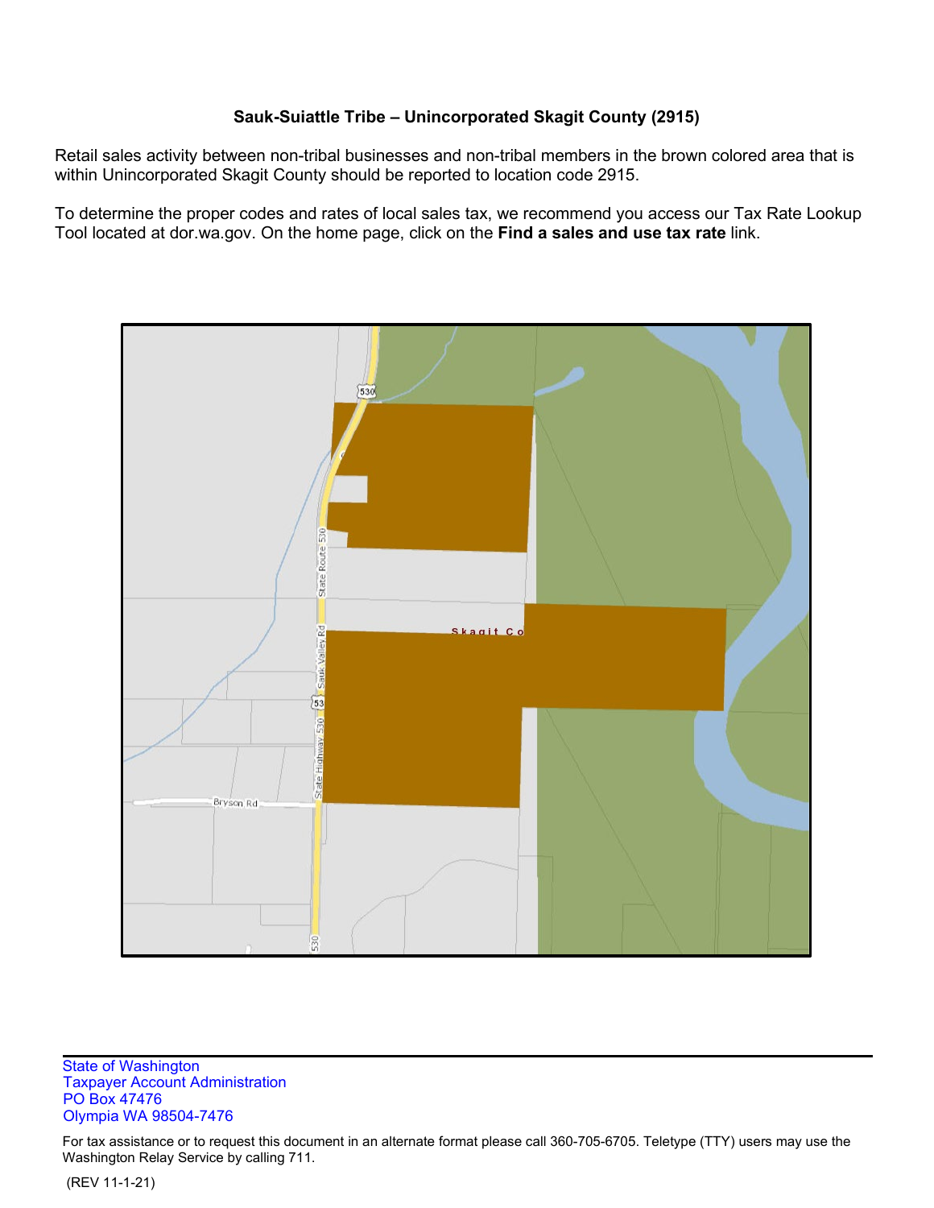**Sauk-Suiattle Tribe – Unincorporated Skagit County (2915)**

Retail sales activity between non-tribal businesses and non-tribal members in the brown colored area that is within Unincorporated Skagit County should be reported to location code 2915.

To determine the proper codes and rates of local sales tax, we recommend you access our Tax Rate Lookup Tool located at dor.wa.gov. On the home page, click on the **Find a sales and use tax rate** link.

530
State Route 530
Sauk Valley Rd
53
State Highway 530
Skagit Co
Bryson Rd
530

State of Washington
Taxpayer Account Administration
PO Box 47476
Olympia WA 98504-7476

For tax assistance or to request this document in an alternate format please call 360-705-6705. Teletype (TTY) users may use the Washington Relay Service by calling 711.

(REV 11-1-21)